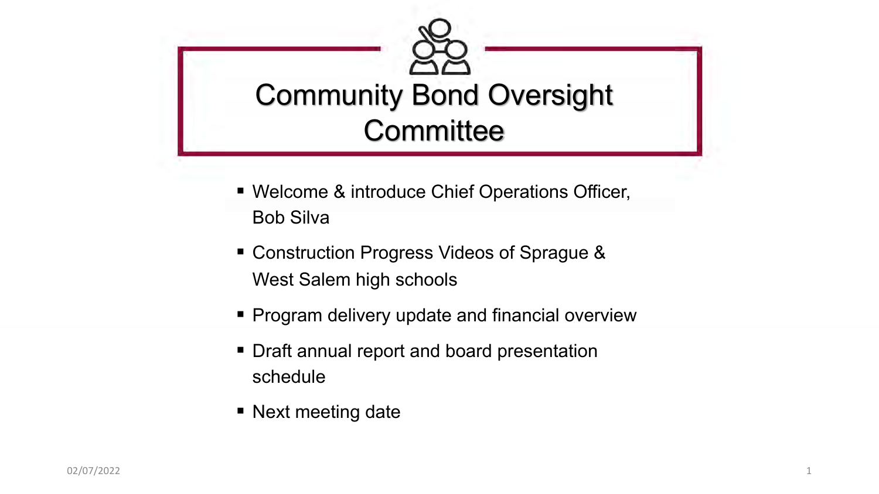# Community Bond Oversight Committee

- Welcome & introduce Chief Operations Officer, Bob Silva
- Construction Progress Videos of Sprague & West Salem high schools
- Program delivery update and financial overview
- Draft annual report and board presentation schedule
- Next meeting date

02/07/2022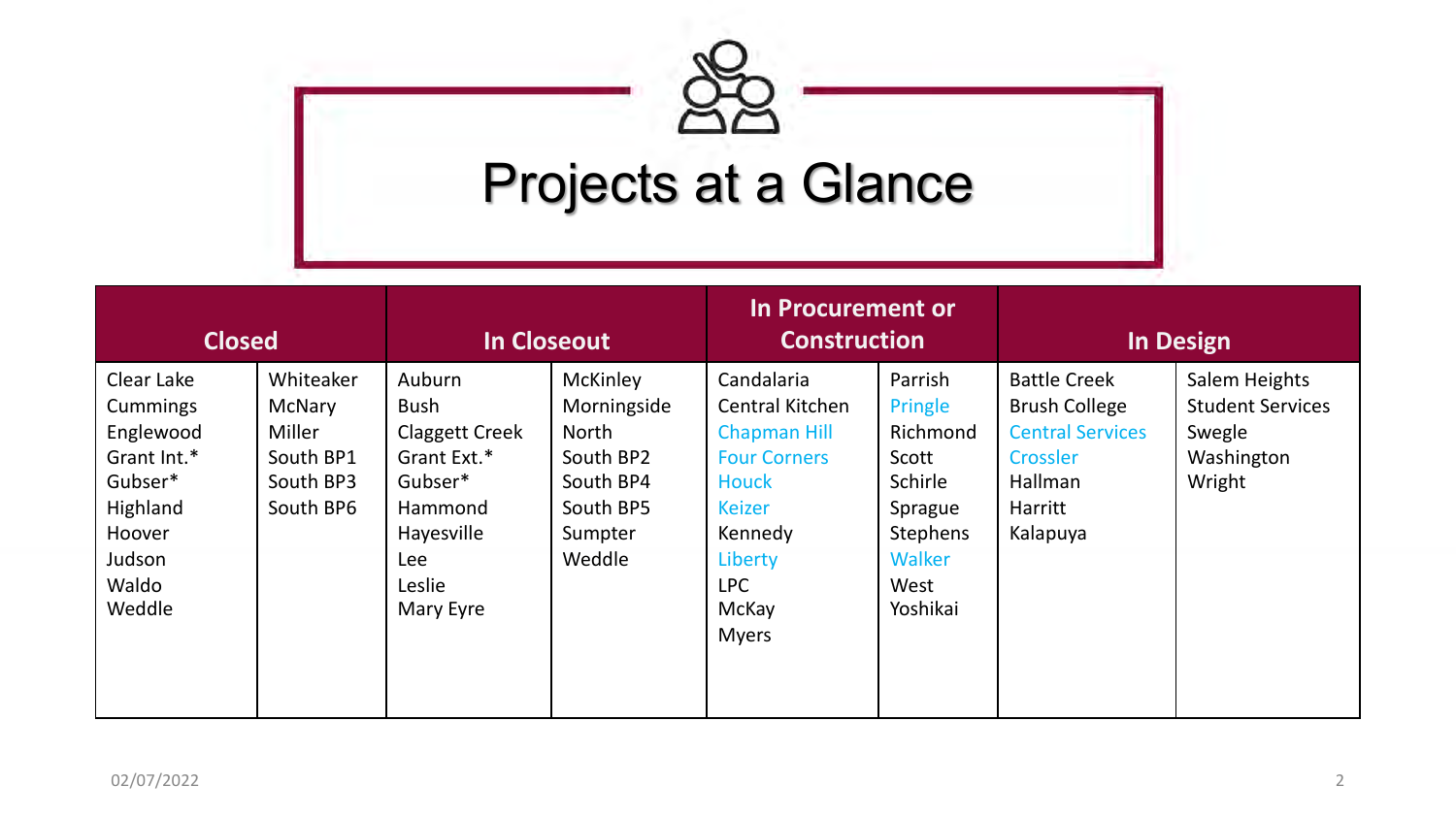# Projects at a Glance

| Closed | | In Closeout | | In Procurement or Construction | | In Design | |
|---|---|---|---|---|---|---|---|
| Clear Lake | Whiteaker | Auburn | McKinley | Candalaria | Parrish | Battle Creek | Salem Heights |
| Cummings | McNary | Bush | Morningside | Central Kitchen | Pringle | Brush College | Student Services |
| Englewood | Miller | Claggett Creek | North | Chapman Hill | Richmond | Central Services | Swegle |
| Grant Int.* | South BP1 | Grant Ext.* | South BP2 | Four Corners | Scott | Crossler | Washington |
| Gubser* | South BP3 | Gubser* | South BP4 | Houck | Schirle | Hallman | Wright |
| Highland | South BP6 | Hammond | South BP5 | Keizer | Sprague | Harritt | |
| Hoover | | Hayesville | Sumpter | Kennedy | Stephens | Kalapuya | |
| Judson | | Lee | Weddle | Liberty | Walker | | |
| Waldo | | Leslie | | LPC | West | | |
| Weddle | | Mary Eyre | | McKay | Yoshikai | | |
| | | | | Myers | | | |

02/07/2022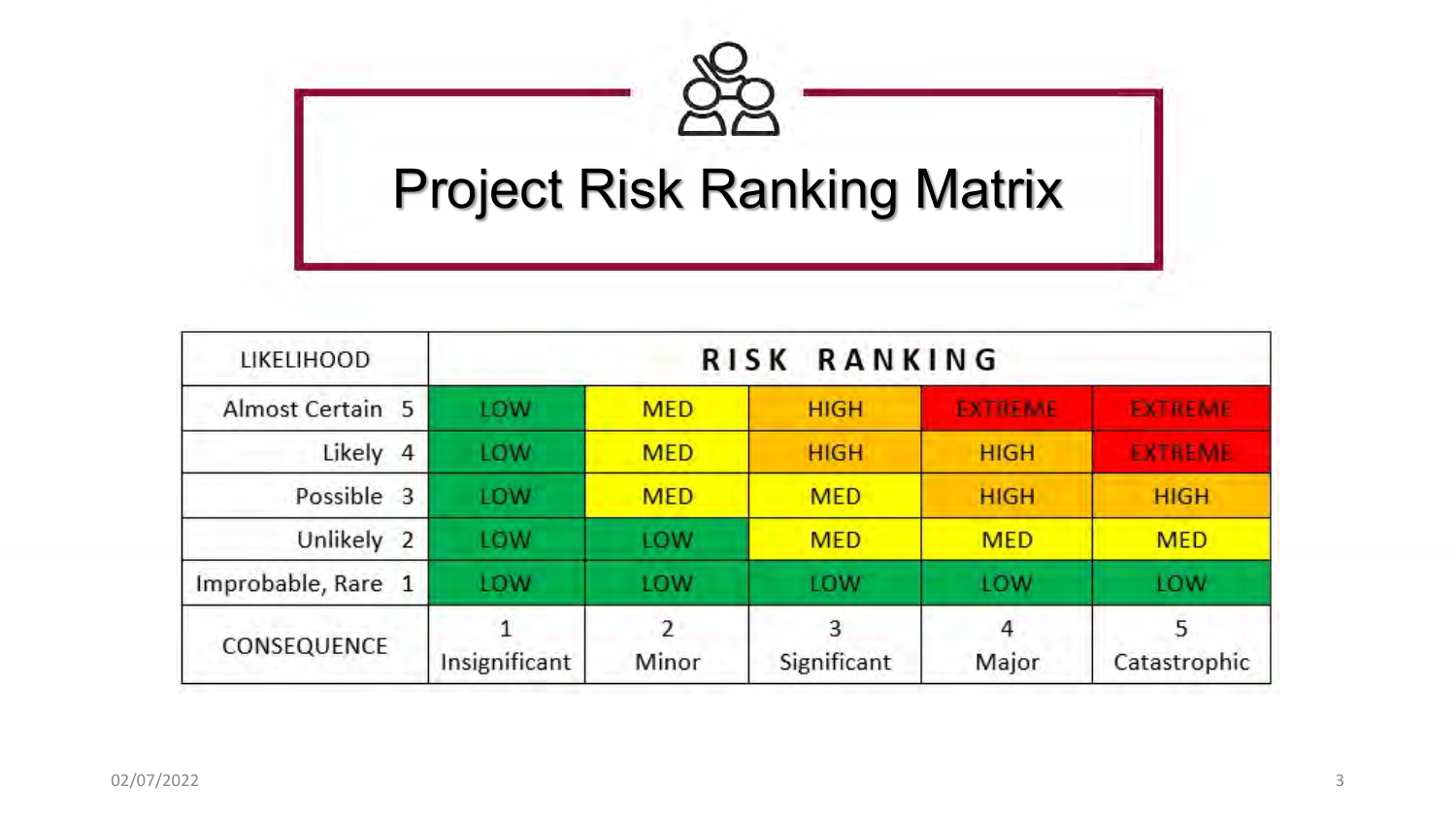# Project Risk Ranking Matrix

| LIKELIHOOD | RISK RANKING | | | | |
|---|---|---|---|---|---|
| Almost Certain 5 | LOW | MED | HIGH | EXTREME | EXTREME |
| Likely 4 | LOW | MED | HIGH | HIGH | EXTREME |
| Possible 3 | LOW | MED | MED | HIGH | HIGH |
| Unlikely 2 | LOW | LOW | MED | MED | MED |
| Improbable, Rare 1 | LOW | LOW | LOW | LOW | LOW |
| CONSEQUENCE | 1 Insignificant | 2 Minor | 3 Significant | 4 Major | 5 Catastrophic |

02/07/2022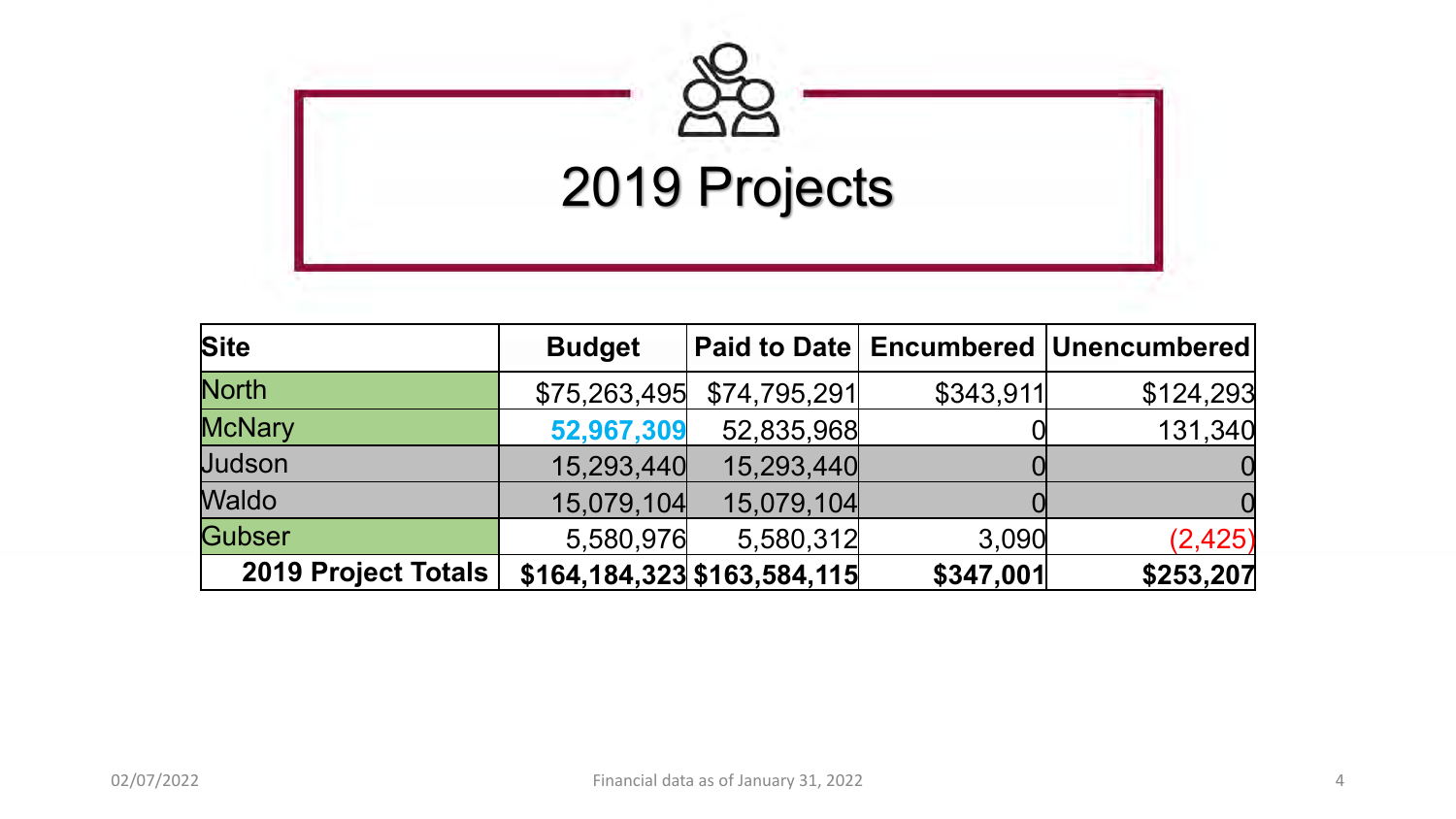# 2019 Projects

| Site | Budget | Paid to Date | Encumbered | Unencumbered |
|---|---|---|---|---|
| North | $75,263,495 | $74,795,291 | $343,911 | $124,293 |
| McNary | **52,967,309** | 52,835,968 | 0 | 131,340 |
| Judson | 15,293,440 | 15,293,440 | 0 | 0 |
| Waldo | 15,079,104 | 15,079,104 | 0 | 0 |
| Gubser | 5,580,976 | 5,580,312 | 3,090 | (2,425) |
| **2019 Project Totals** | **$164,184,323** | **$163,584,115** | **$347,001** | **$253,207** |

Financial data as of January 31, 2022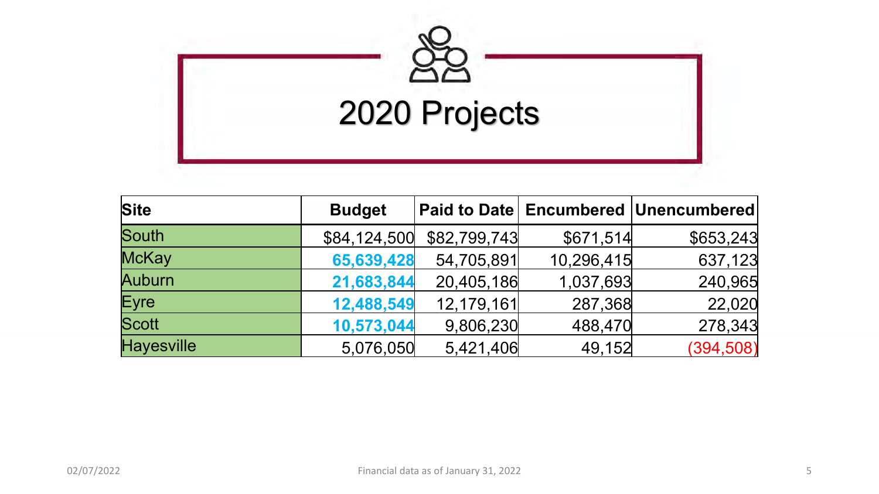# 2020 Projects

| Site | Budget | Paid to Date | Encumbered | Unencumbered |
|---|---|---|---|---|
| South | $84,124,500 | $82,799,743 | $671,514 | $653,243 |
| McKay | **65,639,428** | 54,705,891 | 10,296,415 | 637,123 |
| Auburn | **21,683,844** | 20,405,186 | 1,037,693 | 240,965 |
| Eyre | **12,488,549** | 12,179,161 | 287,368 | 22,020 |
| Scott | **10,573,044** | 9,806,230 | 488,470 | 278,343 |
| Hayesville | 5,076,050 | 5,421,406 | 49,152 | (394,508) |

Financial data as of January 31, 2022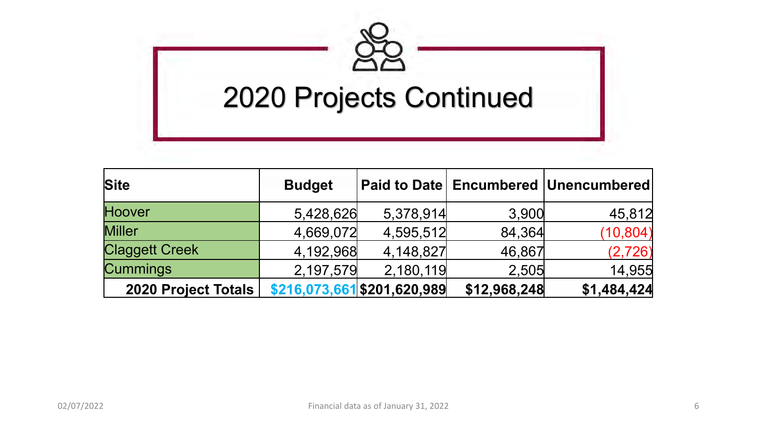# 2020 Projects Continued

| Site | Budget | Paid to Date | Encumbered | Unencumbered |
|---|---|---|---|---|
| Hoover | 5,428,626 | 5,378,914 | 3,900 | 45,812 |
| Miller | 4,669,072 | 4,595,512 | 84,364 | (10,804) |
| Claggett Creek | 4,192,968 | 4,148,827 | 46,867 | (2,726) |
| Cummings | 2,197,579 | 2,180,119 | 2,505 | 14,955 |
| **2020 Project Totals** | **$216,073,661** | **$201,620,989** | **$12,968,248** | **$1,484,424** |

02/07/2022

Financial data as of January 31, 2022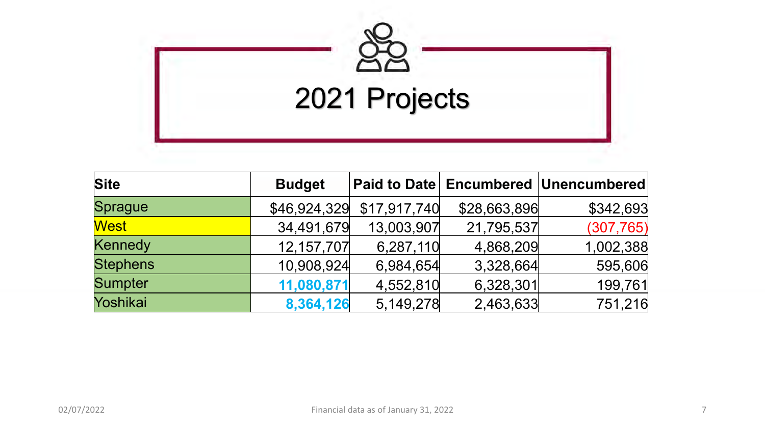# 2021 Projects

| Site | Budget | Paid to Date | Encumbered | Unencumbered |
|---|---|---|---|---|
| Sprague | $46,924,329 | $17,917,740 | $28,663,896 | $342,693 |
| West | 34,491,679 | 13,003,907 | 21,795,537 | (307,765) |
| Kennedy | 12,157,707 | 6,287,110 | 4,868,209 | 1,002,388 |
| Stephens | 10,908,924 | 6,984,654 | 3,328,664 | 595,606 |
| Sumpter | **11,080,871** | 4,552,810 | 6,328,301 | 199,761 |
| Yoshikai | **8,364,126** | 5,149,278 | 2,463,633 | 751,216 |

Financial data as of January 31, 2022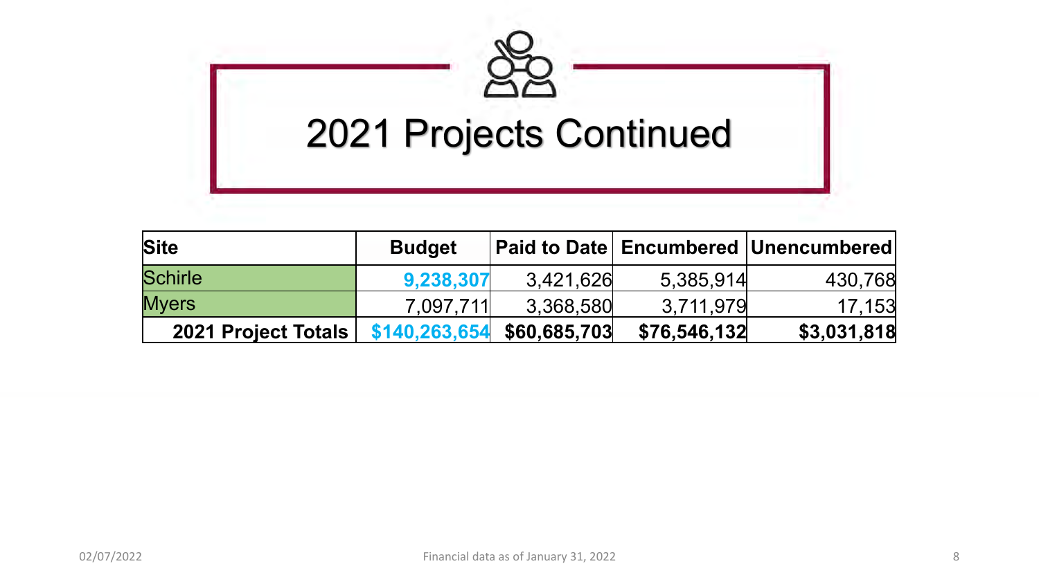# 2021 Projects Continued

| Site | Budget | Paid to Date | Encumbered | Unencumbered |
|---|---|---|---|---|
| Schirle | **9,238,307** | 3,421,626 | 5,385,914 | 430,768 |
| Myers | 7,097,711 | 3,368,580 | 3,711,979 | 17,153 |
| **2021 Project Totals** | **$140,263,654** | **$60,685,703** | **$76,546,132** | **$3,031,818** |

02/07/2022

Financial data as of January 31, 2022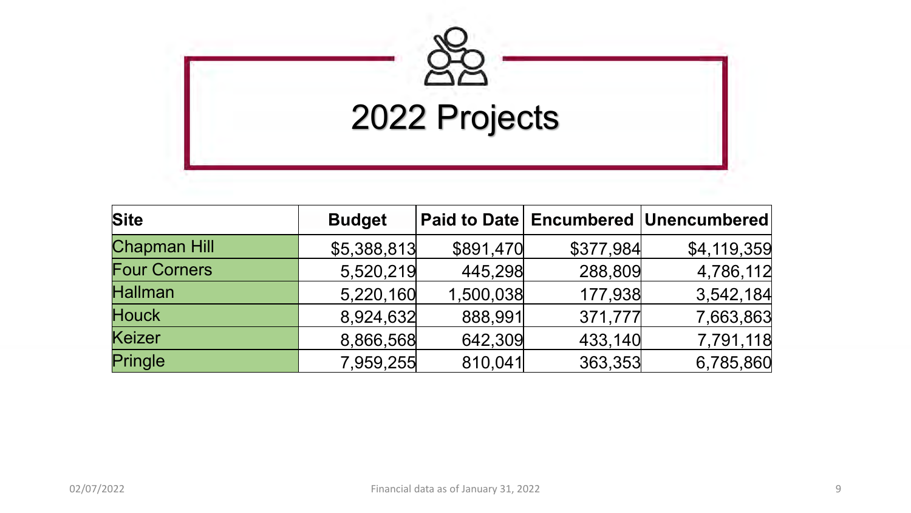# 2022 Projects

| Site | Budget | Paid to Date | Encumbered | Unencumbered |
|---|---|---|---|---|
| Chapman Hill | $5,388,813 | $891,470 | $377,984 | $4,119,359 |
| Four Corners | 5,520,219 | 445,298 | 288,809 | 4,786,112 |
| Hallman | 5,220,160 | 1,500,038 | 177,938 | 3,542,184 |
| Houck | 8,924,632 | 888,991 | 371,777 | 7,663,863 |
| Keizer | 8,866,568 | 642,309 | 433,140 | 7,791,118 |
| Pringle | 7,959,255 | 810,041 | 363,353 | 6,785,860 |

Financial data as of January 31, 2022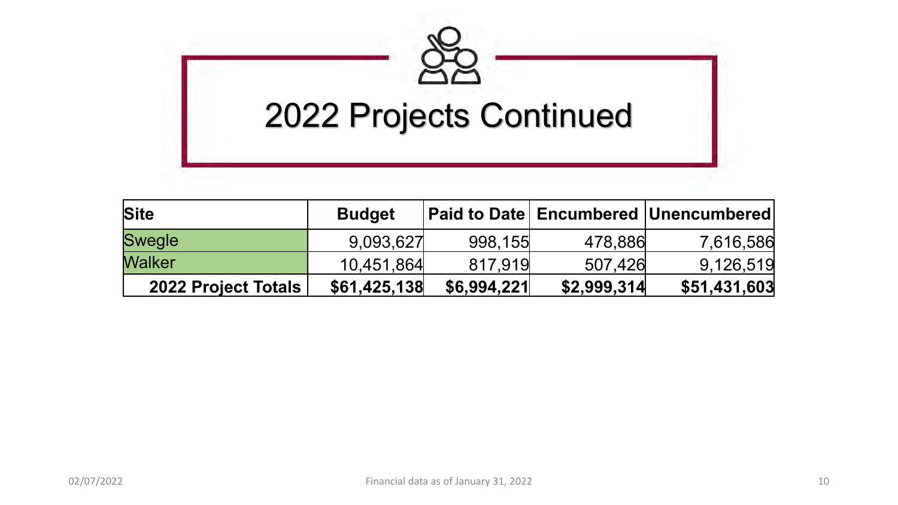# 2022 Projects Continued

| Site | Budget | Paid to Date | Encumbered | Unencumbered |
|---|---|---|---|---|
| Swegle | 9,093,627 | 998,155 | 478,886 | 7,616,586 |
| Walker | 10,451,864 | 817,919 | 507,426 | 9,126,519 |
| **2022 Project Totals** | **$61,425,138** | **$6,994,221** | **$2,999,314** | **$51,431,603** |

Financial data as of January 31, 2022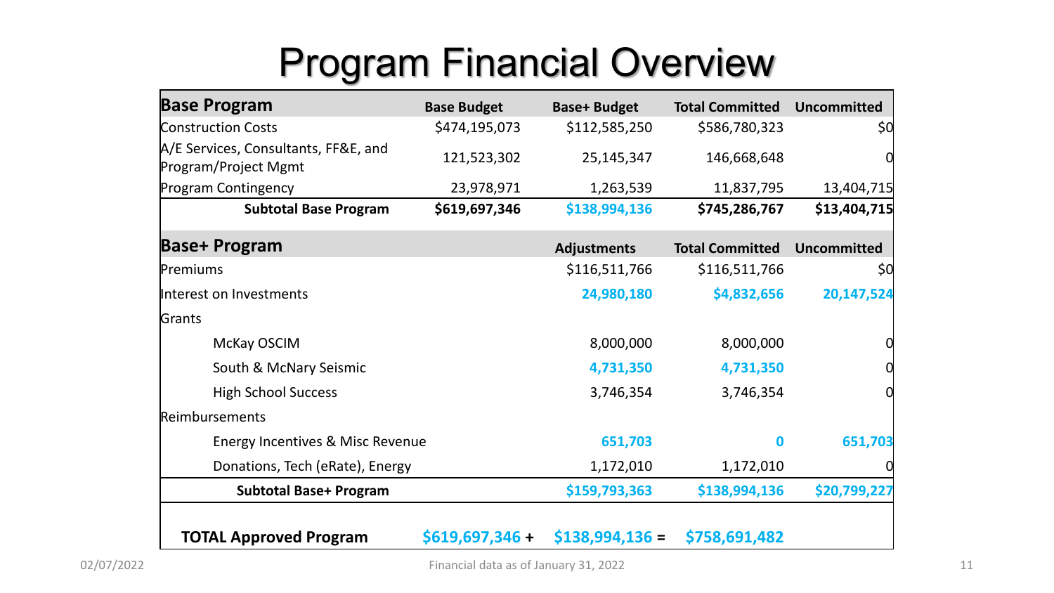# Program Financial Overview

| Base Program | Base Budget | Base+ Budget | Total Committed | Uncommitted |
|---|---|---|---|---|
| Construction Costs | $474,195,073 | $112,585,250 | $586,780,323 | $0 |
| A/E Services, Consultants, FF&E, and Program/Project Mgmt | 121,523,302 | 25,145,347 | 146,668,648 | 0 |
| Program Contingency | 23,978,971 | 1,263,539 | 11,837,795 | 13,404,715 |
| **Subtotal Base Program** | **$619,697,346** | **$138,994,136** | **$745,286,767** | **$13,404,715** |
| **Base+ Program** | | **Adjustments** | **Total Committed** | **Uncommitted** |
| Premiums | | $116,511,766 | $116,511,766 | $0 |
| Interest on Investments | | **24,980,180** | **$4,832,656** | **20,147,524** |
| Grants | | | | |
| McKay OSCIM | | 8,000,000 | 8,000,000 | 0 |
| South & McNary Seismic | | **4,731,350** | **4,731,350** | 0 |
| High School Success | | 3,746,354 | 3,746,354 | 0 |
| Reimbursements | | | | |
| Energy Incentives & Misc Revenue | | **651,703** | **0** | **651,703** |
| Donations, Tech (eRate), Energy | | 1,172,010 | 1,172,010 | 0 |
| **Subtotal Base+ Program** | | **$159,793,363** | **$138,994,136** | **$20,799,227** |
| **TOTAL Approved Program** | **$619,697,346 +** | **$138,994,136 =** | **$758,691,482** | |

02/07/2022

Financial data as of January 31, 2022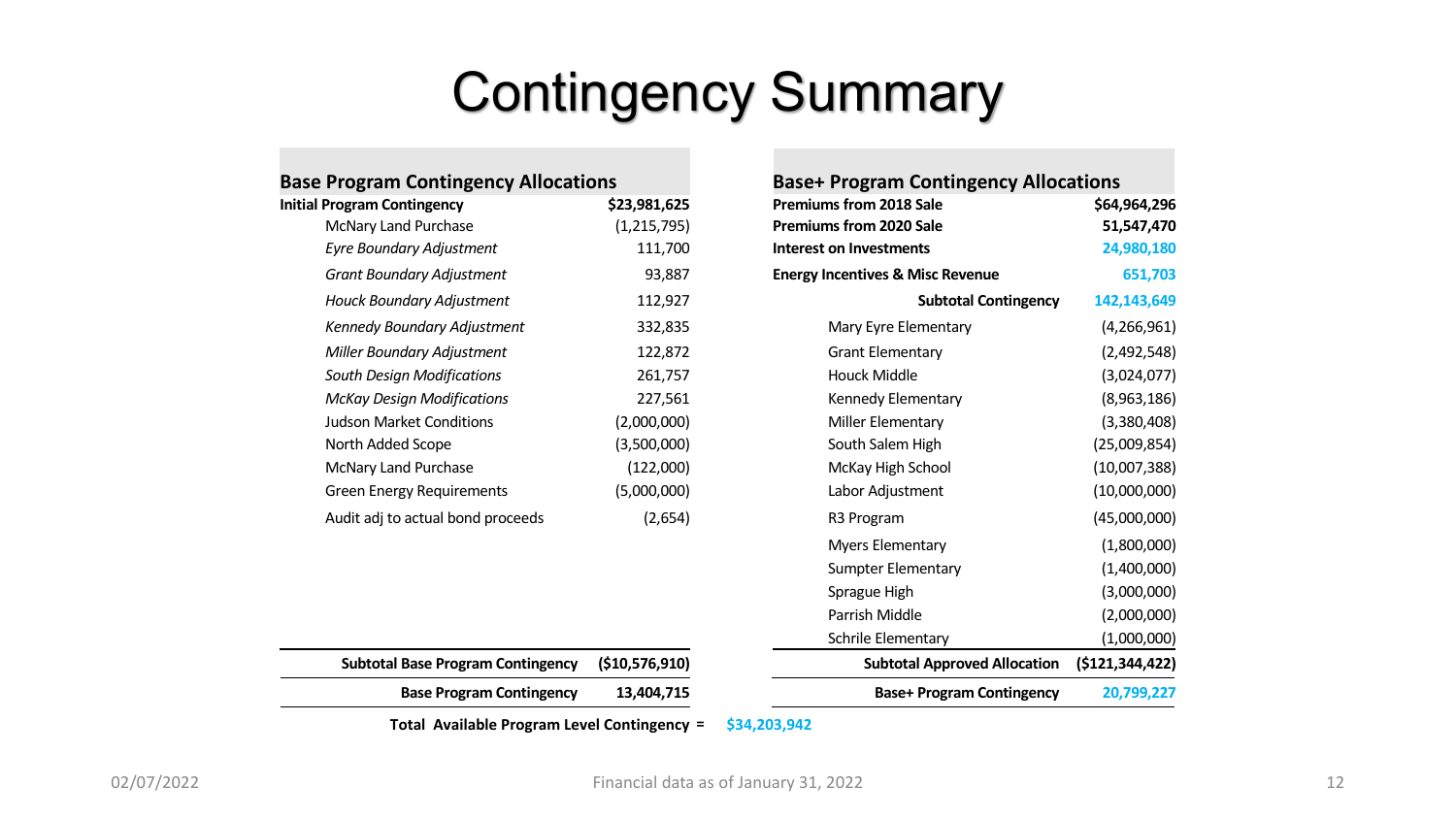# Contingency Summary

## Base Program Contingency Allocations

| Item | Amount |
|---|---|
| **Initial Program Contingency** | **$23,981,625** |
| McNary Land Purchase | (1,215,795) |
| *Eyre Boundary Adjustment* | 111,700 |
| *Grant Boundary Adjustment* | 93,887 |
| *Houck Boundary Adjustment* | 112,927 |
| *Kennedy Boundary Adjustment* | 332,835 |
| *Miller Boundary Adjustment* | 122,872 |
| *South Design Modifications* | 261,757 |
| *McKay Design Modifications* | 227,561 |
| Judson Market Conditions | (2,000,000) |
| North Added Scope | (3,500,000) |
| McNary Land Purchase | (122,000) |
| Green Energy Requirements | (5,000,000) |
| Audit adj to actual bond proceeds | (2,654) |
| **Subtotal Base Program Contingency** | **($10,576,910)** |
| **Base Program Contingency** | **13,404,715** |

## Base+ Program Contingency Allocations

| Item | Amount |
|---|---|
| **Premiums from 2018 Sale** | **$64,964,296** |
| **Premiums from 2020 Sale** | **51,547,470** |
| **Interest on Investments** | **24,980,180** |
| **Energy Incentives & Misc Revenue** | **651,703** |
| **Subtotal Contingency** | **142,143,649** |
| Mary Eyre Elementary | (4,266,961) |
| Grant Elementary | (2,492,548) |
| Houck Middle | (3,024,077) |
| Kennedy Elementary | (8,963,186) |
| Miller Elementary | (3,380,408) |
| South Salem High | (25,009,854) |
| McKay High School | (10,007,388) |
| Labor Adjustment | (10,000,000) |
| R3 Program | (45,000,000) |
| Myers Elementary | (1,800,000) |
| Sumpter Elementary | (1,400,000) |
| Sprague High | (3,000,000) |
| Parrish Middle | (2,000,000) |
| Schrile Elementary | (1,000,000) |
| **Subtotal Approved Allocation** | **($121,344,422)** |
| **Base+ Program Contingency** | **20,799,227** |

**Total Available Program Level Contingency = $34,203,942**

Financial data as of January 31, 2022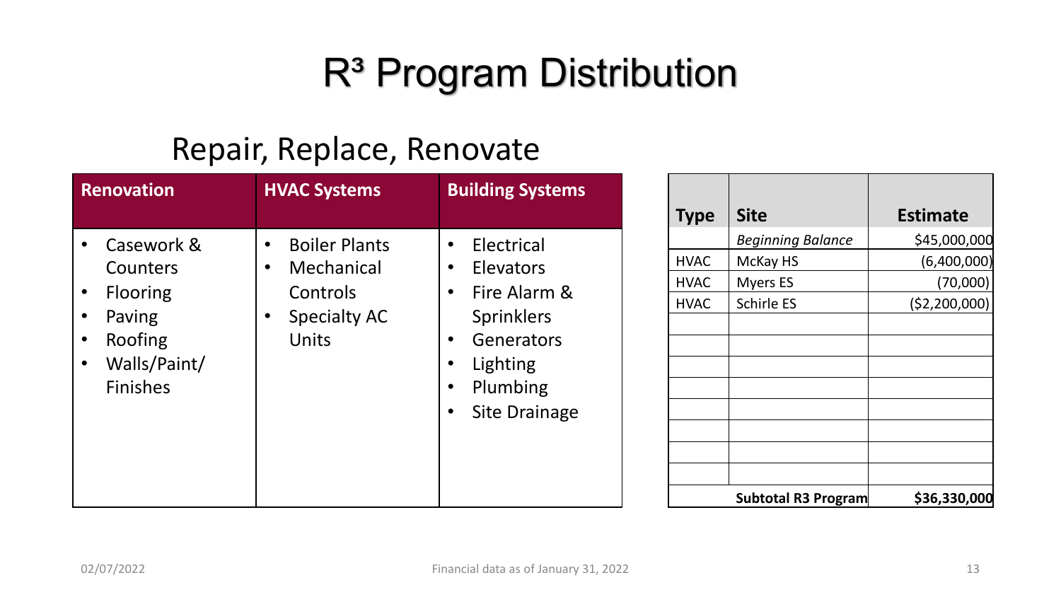# R³ Program Distribution

## Repair, Replace, Renovate

| Renovation | HVAC Systems | Building Systems |
|---|---|---|
| • Casework & Counters<br>• Flooring<br>• Paving<br>• Roofing<br>• Walls/Paint/ Finishes | • Boiler Plants<br>• Mechanical Controls<br>• Specialty AC Units | • Electrical<br>• Elevators<br>• Fire Alarm & Sprinklers<br>• Generators<br>• Lighting<br>• Plumbing<br>• Site Drainage |

| Type | Site | Estimate |
|---|---|---|
| | *Beginning Balance* | $45,000,000 |
| HVAC | McKay HS | (6,400,000) |
| HVAC | Myers ES | (70,000) |
| HVAC | Schirle ES | ($2,200,000) |
| | | |
| | | |
| | | |
| | | |
| | | |
| | | |
| | | |
| | | |
| | **Subtotal R3 Program** | **$36,330,000** |

02/07/2022

Financial data as of January 31, 2022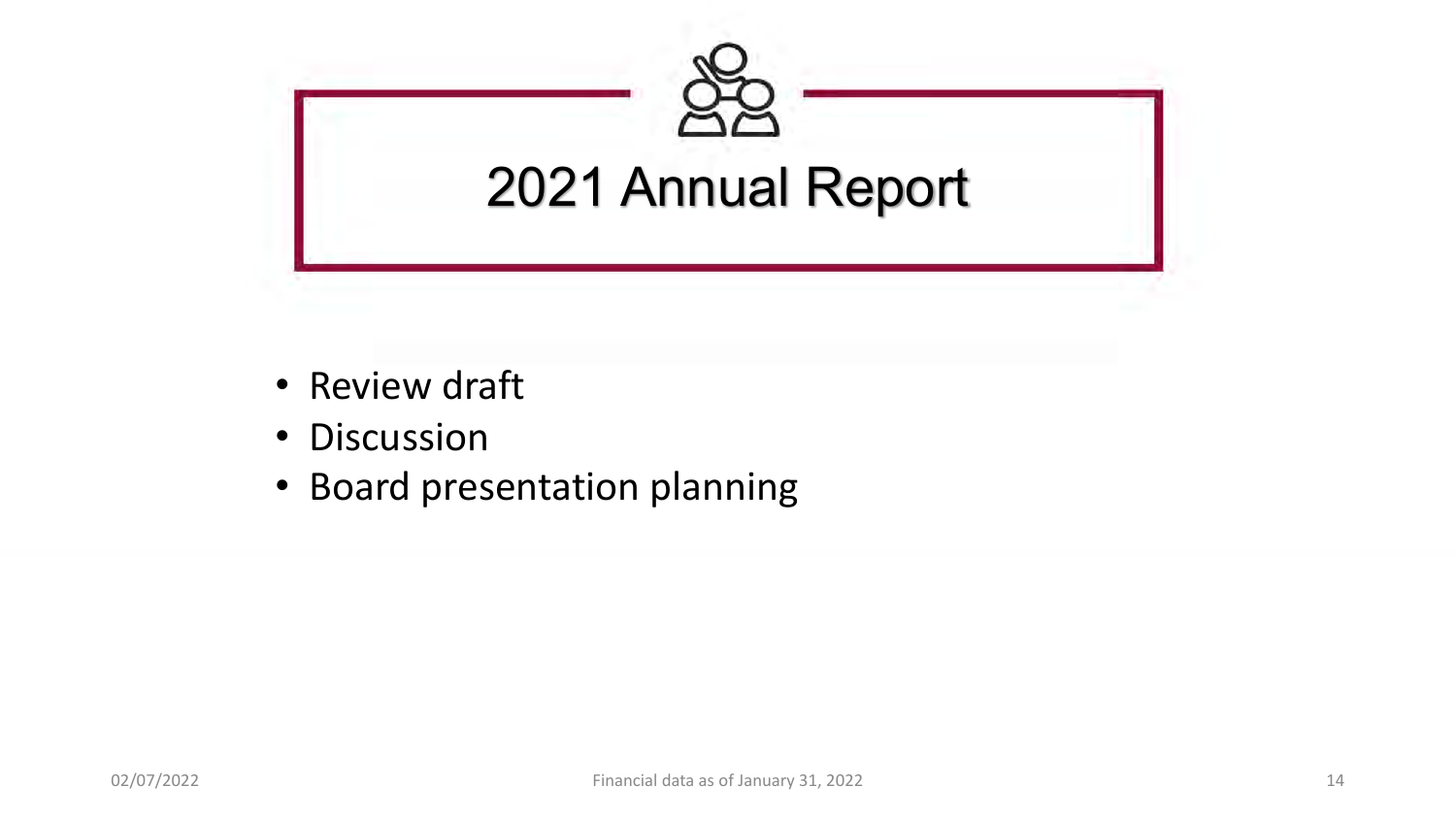# 2021 Annual Report

- Review draft
- Discussion
- Board presentation planning